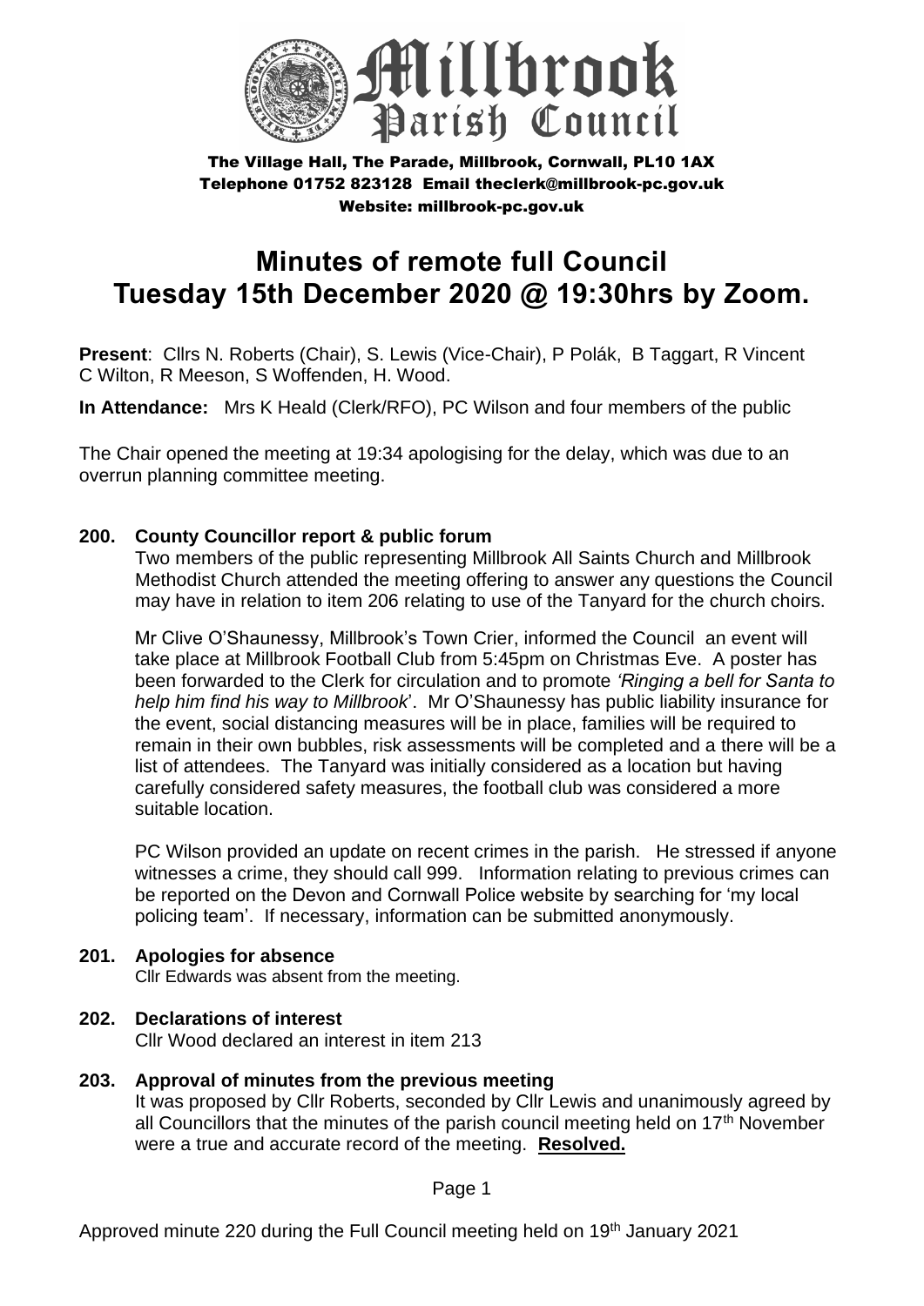# Millbrook Parish Council

The Village Hall, The Parade, Millbrook, Cornwall, PL10 1AX
Telephone 01752 823128 Email theclerk@millbrook-pc.gov.uk
Website: millbrook-pc.gov.uk

# Minutes of remote full Council Tuesday 15th December 2020 @ 19:30hrs by Zoom.

**Present**: Cllrs N. Roberts (Chair), S. Lewis (Vice-Chair), P Polák, B Taggart, R Vincent C Wilton, R Meeson, S Woffenden, H. Wood.

**In Attendance:** Mrs K Heald (Clerk/RFO), PC Wilson and four members of the public

The Chair opened the meeting at 19:34 apologising for the delay, which was due to an overrun planning committee meeting.

**200. County Councillor report & public forum**

Two members of the public representing Millbrook All Saints Church and Millbrook Methodist Church attended the meeting offering to answer any questions the Council may have in relation to item 206 relating to use of the Tanyard for the church choirs.

Mr Clive O'Shaunessy, Millbrook's Town Crier, informed the Council an event will take place at Millbrook Football Club from 5:45pm on Christmas Eve. A poster has been forwarded to the Clerk for circulation and to promote *'Ringing a bell for Santa to help him find his way to Millbrook*'. Mr O'Shaunessy has public liability insurance for the event, social distancing measures will be in place, families will be required to remain in their own bubbles, risk assessments will be completed and a there will be a list of attendees. The Tanyard was initially considered as a location but having carefully considered safety measures, the football club was considered a more suitable location.

PC Wilson provided an update on recent crimes in the parish. He stressed if anyone witnesses a crime, they should call 999. Information relating to previous crimes can be reported on the Devon and Cornwall Police website by searching for 'my local policing team'. If necessary, information can be submitted anonymously.

**201. Apologies for absence**

Cllr Edwards was absent from the meeting.

**202. Declarations of interest**

Cllr Wood declared an interest in item 213

**203. Approval of minutes from the previous meeting**

It was proposed by Cllr Roberts, seconded by Cllr Lewis and unanimously agreed by all Councillors that the minutes of the parish council meeting held on 17th November were a true and accurate record of the meeting. **Resolved.**

Approved minute 220 during the Full Council meeting held on 19th January 2021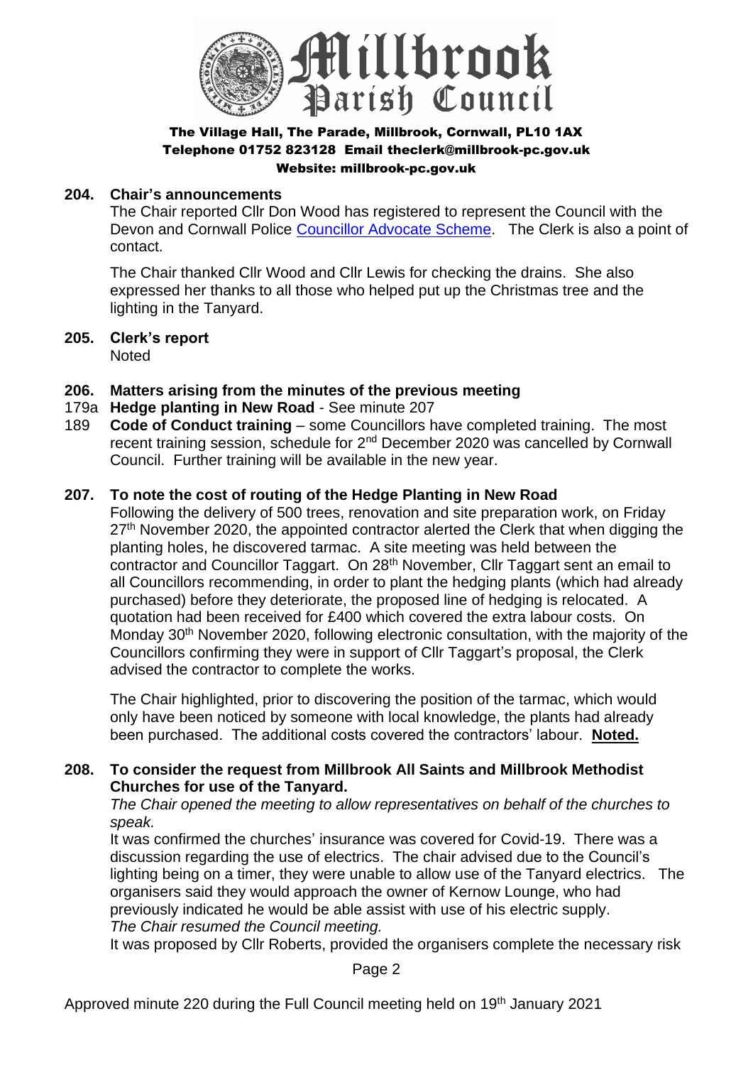**204. Chair's announcements**

The Chair reported Cllr Don Wood has registered to represent the Council with the Devon and Cornwall Police Councillor Advocate Scheme. The Clerk is also a point of contact.

The Chair thanked Cllr Wood and Cllr Lewis for checking the drains. She also expressed her thanks to all those who helped put up the Christmas tree and the lighting in the Tanyard.

**205. Clerk's report**

Noted

**206. Matters arising from the minutes of the previous meeting**

179a **Hedge planting in New Road** - See minute 207

189 **Code of Conduct training** – some Councillors have completed training. The most recent training session, schedule for 2nd December 2020 was cancelled by Cornwall Council. Further training will be available in the new year.

**207. To note the cost of routing of the Hedge Planting in New Road**

Following the delivery of 500 trees, renovation and site preparation work, on Friday 27th November 2020, the appointed contractor alerted the Clerk that when digging the planting holes, he discovered tarmac. A site meeting was held between the contractor and Councillor Taggart. On 28th November, Cllr Taggart sent an email to all Councillors recommending, in order to plant the hedging plants (which had already purchased) before they deteriorate, the proposed line of hedging is relocated. A quotation had been received for £400 which covered the extra labour costs. On Monday 30th November 2020, following electronic consultation, with the majority of the Councillors confirming they were in support of Cllr Taggart's proposal, the Clerk advised the contractor to complete the works.

The Chair highlighted, prior to discovering the position of the tarmac, which would only have been noticed by someone with local knowledge, the plants had already been purchased. The additional costs covered the contractors' labour. **Noted.**

**208. To consider the request from Millbrook All Saints and Millbrook Methodist Churches for use of the Tanyard.**

*The Chair opened the meeting to allow representatives on behalf of the churches to speak.*

It was confirmed the churches' insurance was covered for Covid-19. There was a discussion regarding the use of electrics. The chair advised due to the Council's lighting being on a timer, they were unable to allow use of the Tanyard electrics. The organisers said they would approach the owner of Kernow Lounge, who had previously indicated he would be able assist with use of his electric supply.

*The Chair resumed the Council meeting.*

It was proposed by Cllr Roberts, provided the organisers complete the necessary risk

Approved minute 220 during the Full Council meeting held on 19th January 2021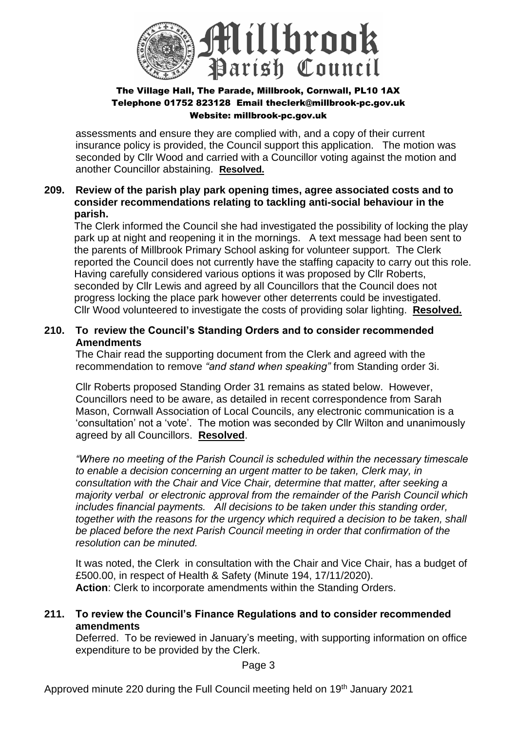assessments and ensure they are complied with, and a copy of their current insurance policy is provided, the Council support this application. The motion was seconded by Cllr Wood and carried with a Councillor voting against the motion and another Councillor abstaining. **Resolved.**

**209. Review of the parish play park opening times, agree associated costs and to consider recommendations relating to tackling anti-social behaviour in the parish.**

The Clerk informed the Council she had investigated the possibility of locking the play park up at night and reopening it in the mornings. A text message had been sent to the parents of Millbrook Primary School asking for volunteer support. The Clerk reported the Council does not currently have the staffing capacity to carry out this role. Having carefully considered various options it was proposed by Cllr Roberts, seconded by Cllr Lewis and agreed by all Councillors that the Council does not progress locking the place park however other deterrents could be investigated. Cllr Wood volunteered to investigate the costs of providing solar lighting. **Resolved.**

**210. To review the Council's Standing Orders and to consider recommended Amendments**

The Chair read the supporting document from the Clerk and agreed with the recommendation to remove *"and stand when speaking"* from Standing order 3i.

Cllr Roberts proposed Standing Order 31 remains as stated below. However, Councillors need to be aware, as detailed in recent correspondence from Sarah Mason, Cornwall Association of Local Councils, any electronic communication is a 'consultation' not a 'vote'. The motion was seconded by Cllr Wilton and unanimously agreed by all Councillors. **Resolved**.

*"Where no meeting of the Parish Council is scheduled within the necessary timescale to enable a decision concerning an urgent matter to be taken, Clerk may, in consultation with the Chair and Vice Chair, determine that matter, after seeking a majority verbal or electronic approval from the remainder of the Parish Council which includes financial payments. All decisions to be taken under this standing order, together with the reasons for the urgency which required a decision to be taken, shall be placed before the next Parish Council meeting in order that confirmation of the resolution can be minuted.*

It was noted, the Clerk in consultation with the Chair and Vice Chair, has a budget of £500.00, in respect of Health & Safety (Minute 194, 17/11/2020).
**Action**: Clerk to incorporate amendments within the Standing Orders.

**211. To review the Council's Finance Regulations and to consider recommended amendments**

Deferred. To be reviewed in January's meeting, with supporting information on office expenditure to be provided by the Clerk.

Approved minute 220 during the Full Council meeting held on 19th January 2021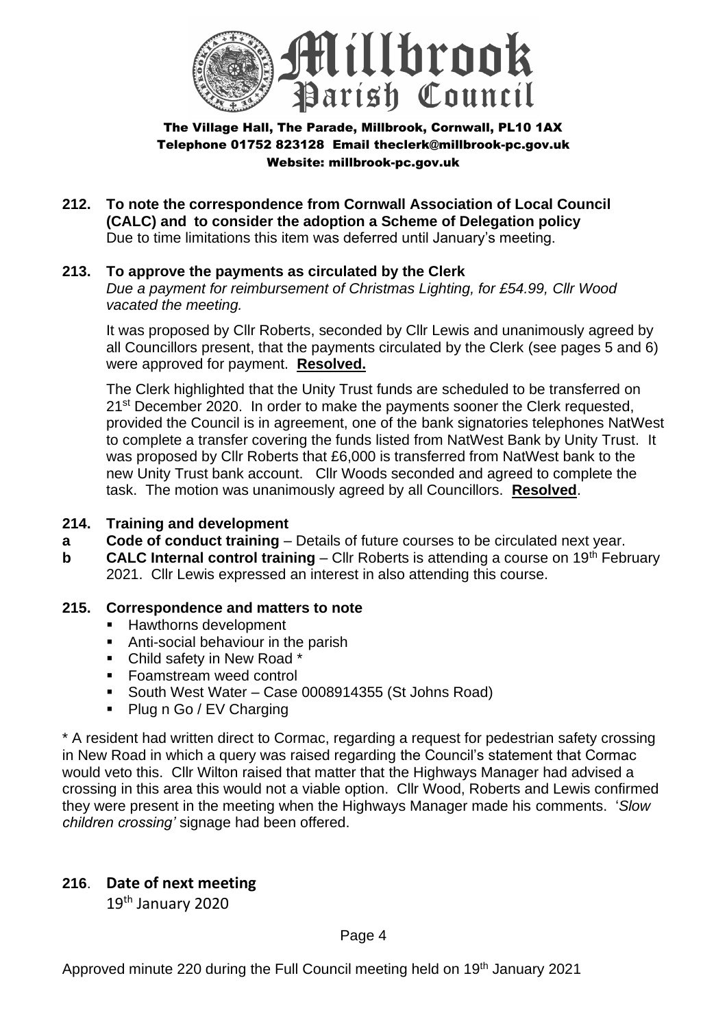**212. To note the correspondence from Cornwall Association of Local Council (CALC) and to consider the adoption a Scheme of Delegation policy**
Due to time limitations this item was deferred until January's meeting.

**213. To approve the payments as circulated by the Clerk**
*Due a payment for reimbursement of Christmas Lighting, for £54.99, Cllr Wood vacated the meeting.*

It was proposed by Cllr Roberts, seconded by Cllr Lewis and unanimously agreed by all Councillors present, that the payments circulated by the Clerk (see pages 5 and 6) were approved for payment. **Resolved.**

The Clerk highlighted that the Unity Trust funds are scheduled to be transferred on 21st December 2020. In order to make the payments sooner the Clerk requested, provided the Council is in agreement, one of the bank signatories telephones NatWest to complete a transfer covering the funds listed from NatWest Bank by Unity Trust. It was proposed by Cllr Roberts that £6,000 is transferred from NatWest bank to the new Unity Trust bank account. Cllr Woods seconded and agreed to complete the task. The motion was unanimously agreed by all Councillors. **Resolved**.

**214. Training and development**

**a Code of conduct training** – Details of future courses to be circulated next year.

**b CALC Internal control training** – Cllr Roberts is attending a course on 19th February 2021. Cllr Lewis expressed an interest in also attending this course.

**215. Correspondence and matters to note**

- Hawthorns development
- Anti-social behaviour in the parish
- Child safety in New Road *
- Foamstream weed control
- South West Water – Case 0008914355 (St Johns Road)
- Plug n Go / EV Charging

* A resident had written direct to Cormac, regarding a request for pedestrian safety crossing in New Road in which a query was raised regarding the Council's statement that Cormac would veto this. Cllr Wilton raised that matter that the Highways Manager had advised a crossing in this area this would not a viable option. Cllr Wood, Roberts and Lewis confirmed they were present in the meeting when the Highways Manager made his comments. '*Slow children crossing'* signage had been offered.

**216. Date of next meeting**
19th January 2020

Approved minute 220 during the Full Council meeting held on 19th January 2021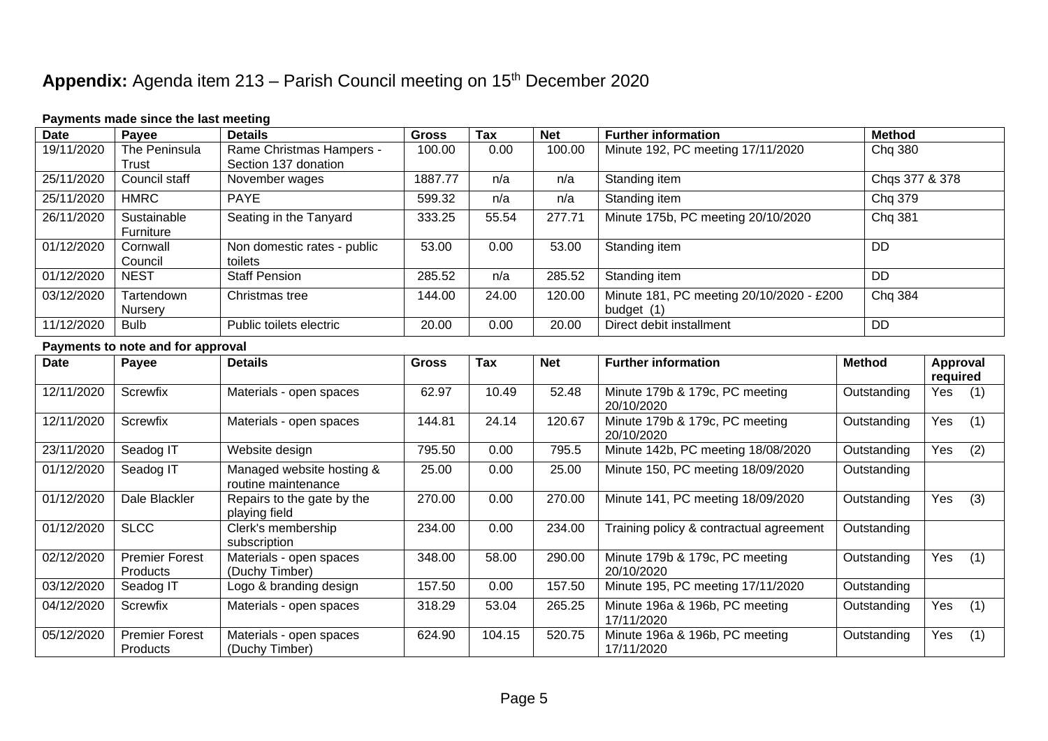# **Appendix:** Agenda item 213 – Parish Council meeting on 15th December 2020

**Payments made since the last meeting**

| Date | Payee | Details | Gross | Tax | Net | Further information | Method |
|---|---|---|---|---|---|---|---|
| 19/11/2020 | The Peninsula Trust | Rame Christmas Hampers - Section 137 donation | 100.00 | 0.00 | 100.00 | Minute 192, PC meeting 17/11/2020 | Chq 380 |
| 25/11/2020 | Council staff | November wages | 1887.77 | n/a | n/a | Standing item | Chqs 377 & 378 |
| 25/11/2020 | HMRC | PAYE | 599.32 | n/a | n/a | Standing item | Chq 379 |
| 26/11/2020 | Sustainable Furniture | Seating in the Tanyard | 333.25 | 55.54 | 277.71 | Minute 175b, PC meeting 20/10/2020 | Chq 381 |
| 01/12/2020 | Cornwall Council | Non domestic rates - public toilets | 53.00 | 0.00 | 53.00 | Standing item | DD |
| 01/12/2020 | NEST | Staff Pension | 285.52 | n/a | 285.52 | Standing item | DD |
| 03/12/2020 | Tartendown Nursery | Christmas tree | 144.00 | 24.00 | 120.00 | Minute 181, PC meeting 20/10/2020 - £200 budget (1) | Chq 384 |
| 11/12/2020 | Bulb | Public toilets electric | 20.00 | 0.00 | 20.00 | Direct debit installment | DD |

**Payments to note and for approval**

| Date | Payee | Details | Gross | Tax | Net | Further information | Method | Approval required |
|---|---|---|---|---|---|---|---|---|
| 12/11/2020 | Screwfix | Materials - open spaces | 62.97 | 10.49 | 52.48 | Minute 179b & 179c, PC meeting 20/10/2020 | Outstanding | Yes (1) |
| 12/11/2020 | Screwfix | Materials - open spaces | 144.81 | 24.14 | 120.67 | Minute 179b & 179c, PC meeting 20/10/2020 | Outstanding | Yes (1) |
| 23/11/2020 | Seadog IT | Website design | 795.50 | 0.00 | 795.5 | Minute 142b, PC meeting 18/08/2020 | Outstanding | Yes (2) |
| 01/12/2020 | Seadog IT | Managed website hosting & routine maintenance | 25.00 | 0.00 | 25.00 | Minute 150, PC meeting 18/09/2020 | Outstanding | |
| 01/12/2020 | Dale Blackler | Repairs to the gate by the playing field | 270.00 | 0.00 | 270.00 | Minute 141, PC meeting 18/09/2020 | Outstanding | Yes (3) |
| 01/12/2020 | SLCC | Clerk's membership subscription | 234.00 | 0.00 | 234.00 | Training policy & contractual agreement | Outstanding | |
| 02/12/2020 | Premier Forest Products | Materials - open spaces (Duchy Timber) | 348.00 | 58.00 | 290.00 | Minute 179b & 179c, PC meeting 20/10/2020 | Outstanding | Yes (1) |
| 03/12/2020 | Seadog IT | Logo & branding design | 157.50 | 0.00 | 157.50 | Minute 195, PC meeting 17/11/2020 | Outstanding | |
| 04/12/2020 | Screwfix | Materials - open spaces | 318.29 | 53.04 | 265.25 | Minute 196a & 196b, PC meeting 17/11/2020 | Outstanding | Yes (1) |
| 05/12/2020 | Premier Forest Products | Materials - open spaces (Duchy Timber) | 624.90 | 104.15 | 520.75 | Minute 196a & 196b, PC meeting 17/11/2020 | Outstanding | Yes (1) |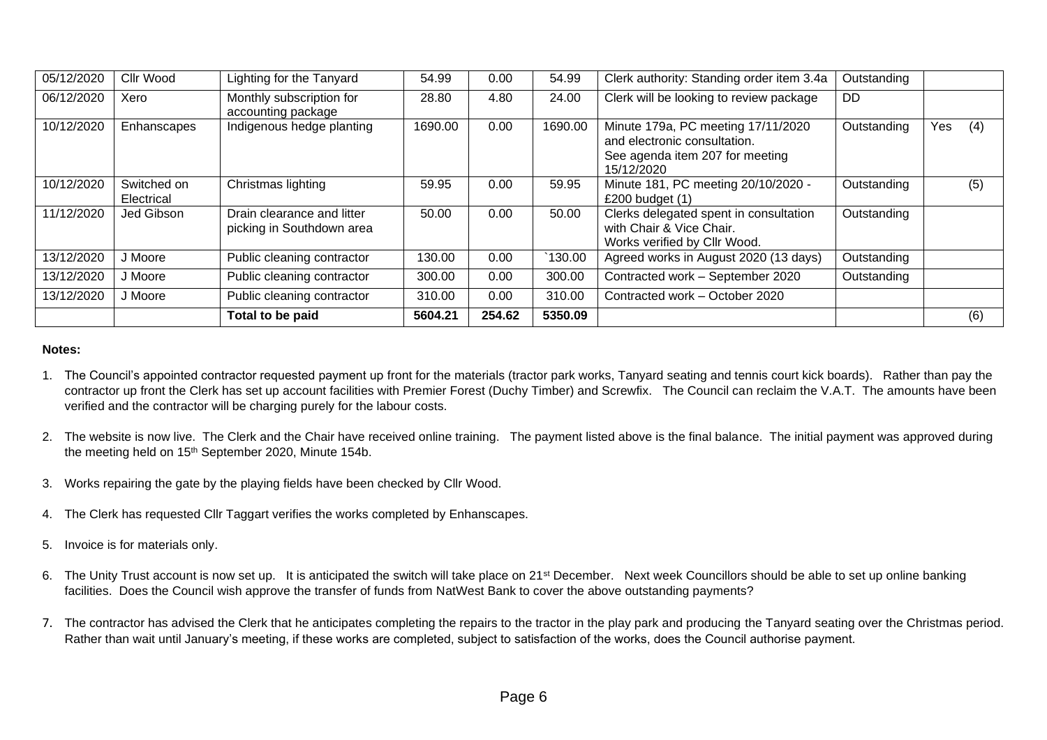| | | | | | | | | |
|---|---|---|---|---|---|---|---|---|
| 05/12/2020 | Cllr Wood | Lighting for the Tanyard | 54.99 | 0.00 | 54.99 | Clerk authority: Standing order item 3.4a | Outstanding | |
| 06/12/2020 | Xero | Monthly subscription for accounting package | 28.80 | 4.80 | 24.00 | Clerk will be looking to review package | DD | |
| 10/12/2020 | Enhanscapes | Indigenous hedge planting | 1690.00 | 0.00 | 1690.00 | Minute 179a, PC meeting 17/11/2020 and electronic consultation. See agenda item 207 for meeting 15/12/2020 | Outstanding | Yes (4) |
| 10/12/2020 | Switched on Electrical | Christmas lighting | 59.95 | 0.00 | 59.95 | Minute 181, PC meeting 20/10/2020 - £200 budget (1) | Outstanding | (5) |
| 11/12/2020 | Jed Gibson | Drain clearance and litter picking in Southdown area | 50.00 | 0.00 | 50.00 | Clerks delegated spent in consultation with Chair & Vice Chair. Works verified by Cllr Wood. | Outstanding | |
| 13/12/2020 | J Moore | Public cleaning contractor | 130.00 | 0.00 | `130.00 | Agreed works in August 2020 (13 days) | Outstanding | |
| 13/12/2020 | J Moore | Public cleaning contractor | 300.00 | 0.00 | 300.00 | Contracted work – September 2020 | Outstanding | |
| 13/12/2020 | J Moore | Public cleaning contractor | 310.00 | 0.00 | 310.00 | Contracted work – October 2020 | | |
| | | **Total to be paid** | **5604.21** | **254.62** | **5350.09** | | | (6) |

**Notes:**

1. The Council's appointed contractor requested payment up front for the materials (tractor park works, Tanyard seating and tennis court kick boards). Rather than pay the contractor up front the Clerk has set up account facilities with Premier Forest (Duchy Timber) and Screwfix. The Council can reclaim the V.A.T. The amounts have been verified and the contractor will be charging purely for the labour costs.

2. The website is now live. The Clerk and the Chair have received online training. The payment listed above is the final balance. The initial payment was approved during the meeting held on 15th September 2020, Minute 154b.

3. Works repairing the gate by the playing fields have been checked by Cllr Wood.

4. The Clerk has requested Cllr Taggart verifies the works completed by Enhanscapes.

5. Invoice is for materials only.

6. The Unity Trust account is now set up. It is anticipated the switch will take place on 21st December. Next week Councillors should be able to set up online banking facilities. Does the Council wish approve the transfer of funds from NatWest Bank to cover the above outstanding payments?

7. The contractor has advised the Clerk that he anticipates completing the repairs to the tractor in the play park and producing the Tanyard seating over the Christmas period. Rather than wait until January's meeting, if these works are completed, subject to satisfaction of the works, does the Council authorise payment.